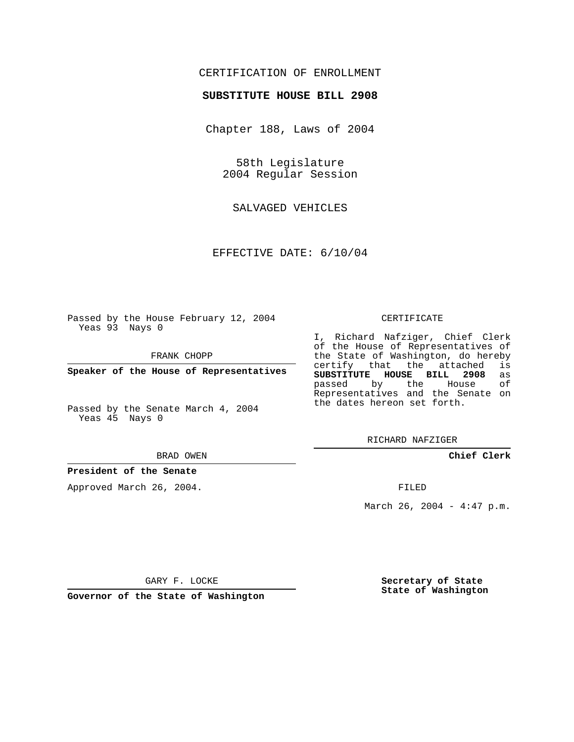CERTIFICATION OF ENROLLMENT

**SUBSTITUTE HOUSE BILL 2908**

Chapter 188, Laws of 2004

58th Legislature
2004 Regular Session

SALVAGED VEHICLES

EFFECTIVE DATE: 6/10/04

Passed by the House February 12, 2004
Yeas 93 Nays 0

FRANK CHOPP

**Speaker of the House of Representatives**

Passed by the Senate March 4, 2004
Yeas 45 Nays 0

BRAD OWEN

**President of the Senate**

Approved March 26, 2004.

GARY F. LOCKE

**Governor of the State of Washington**

CERTIFICATE

I, Richard Nafziger, Chief Clerk of the House of Representatives of the State of Washington, do hereby certify that the attached is **SUBSTITUTE HOUSE BILL 2908** as passed by the House of Representatives and the Senate on the dates hereon set forth.

RICHARD NAFZIGER

**Chief Clerk**

FILED

March 26, 2004 - 4:47 p.m.

**Secretary of State**
**State of Washington**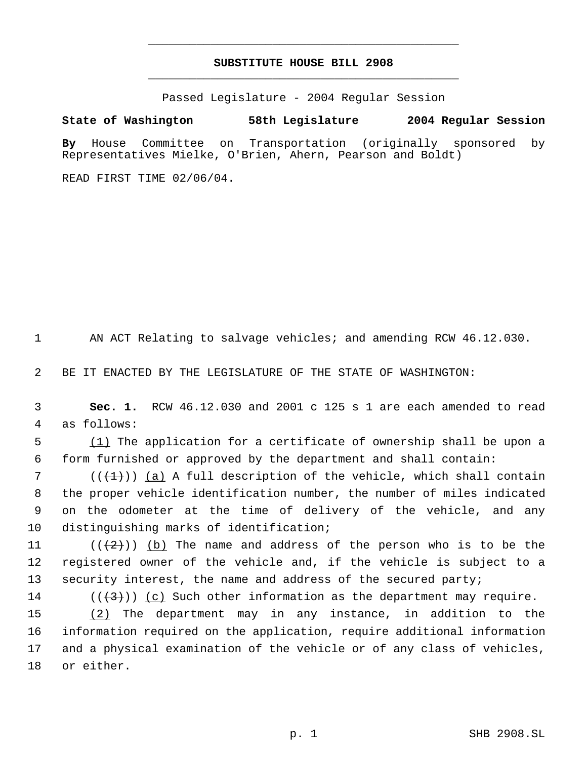**SUBSTITUTE HOUSE BILL 2908**

Passed Legislature - 2004 Regular Session

**State of Washington 58th Legislature 2004 Regular Session**

**By** House Committee on Transportation (originally sponsored by Representatives Mielke, O'Brien, Ahern, Pearson and Boldt)

READ FIRST TIME 02/06/04.

AN ACT Relating to salvage vehicles; and amending RCW 46.12.030.

BE IT ENACTED BY THE LEGISLATURE OF THE STATE OF WASHINGTON:

**Sec. 1.** RCW 46.12.030 and 2001 c 125 s 1 are each amended to read as follows:

(1) The application for a certificate of ownership shall be upon a form furnished or approved by the department and shall contain:

(((1))) (a) A full description of the vehicle, which shall contain the proper vehicle identification number, the number of miles indicated on the odometer at the time of delivery of the vehicle, and any distinguishing marks of identification;

(((2))) (b) The name and address of the person who is to be the registered owner of the vehicle and, if the vehicle is subject to a security interest, the name and address of the secured party;

(((3))) (c) Such other information as the department may require.

(2) The department may in any instance, in addition to the information required on the application, require additional information and a physical examination of the vehicle or of any class of vehicles, or either.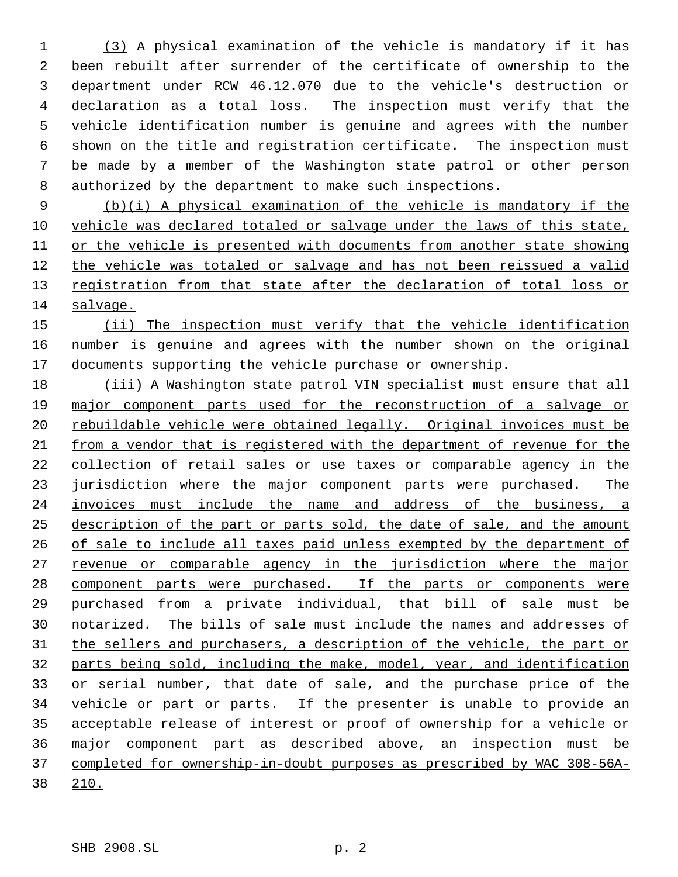(3) A physical examination of the vehicle is mandatory if it has been rebuilt after surrender of the certificate of ownership to the department under RCW 46.12.070 due to the vehicle's destruction or declaration as a total loss. The inspection must verify that the vehicle identification number is genuine and agrees with the number shown on the title and registration certificate. The inspection must be made by a member of the Washington state patrol or other person authorized by the department to make such inspections.

(b)(i) A physical examination of the vehicle is mandatory if the vehicle was declared totaled or salvage under the laws of this state, or the vehicle is presented with documents from another state showing the vehicle was totaled or salvage and has not been reissued a valid registration from that state after the declaration of total loss or salvage.

(ii) The inspection must verify that the vehicle identification number is genuine and agrees with the number shown on the original documents supporting the vehicle purchase or ownership.

(iii) A Washington state patrol VIN specialist must ensure that all major component parts used for the reconstruction of a salvage or rebuildable vehicle were obtained legally. Original invoices must be from a vendor that is registered with the department of revenue for the collection of retail sales or use taxes or comparable agency in the jurisdiction where the major component parts were purchased. The invoices must include the name and address of the business, a description of the part or parts sold, the date of sale, and the amount of sale to include all taxes paid unless exempted by the department of revenue or comparable agency in the jurisdiction where the major component parts were purchased. If the parts or components were purchased from a private individual, that bill of sale must be notarized. The bills of sale must include the names and addresses of the sellers and purchasers, a description of the vehicle, the part or parts being sold, including the make, model, year, and identification or serial number, that date of sale, and the purchase price of the vehicle or part or parts. If the presenter is unable to provide an acceptable release of interest or proof of ownership for a vehicle or major component part as described above, an inspection must be completed for ownership-in-doubt purposes as prescribed by WAC 308-56A-210.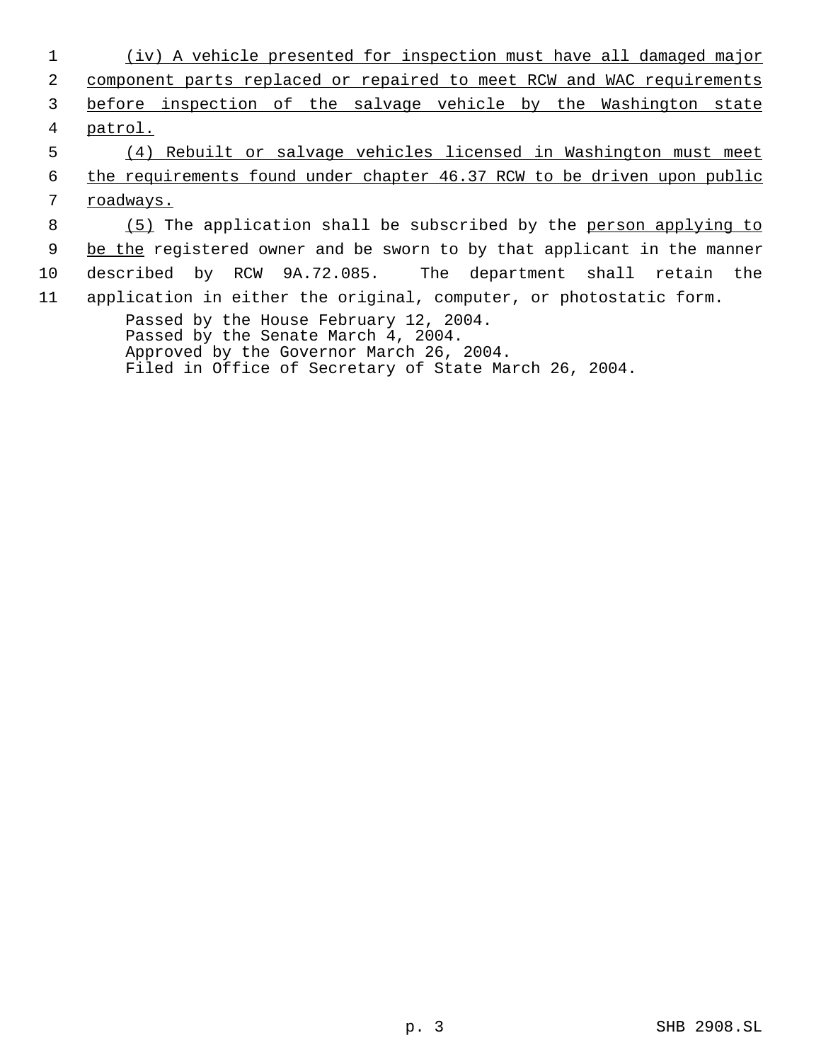(iv) A vehicle presented for inspection must have all damaged major component parts replaced or repaired to meet RCW and WAC requirements before inspection of the salvage vehicle by the Washington state patrol.

(4) Rebuilt or salvage vehicles licensed in Washington must meet the requirements found under chapter 46.37 RCW to be driven upon public roadways.

(5) The application shall be subscribed by the person applying to be the registered owner and be sworn to by that applicant in the manner described by RCW 9A.72.085. The department shall retain the application in either the original, computer, or photostatic form.

Passed by the House February 12, 2004.
Passed by the Senate March 4, 2004.
Approved by the Governor March 26, 2004.
Filed in Office of Secretary of State March 26, 2004.